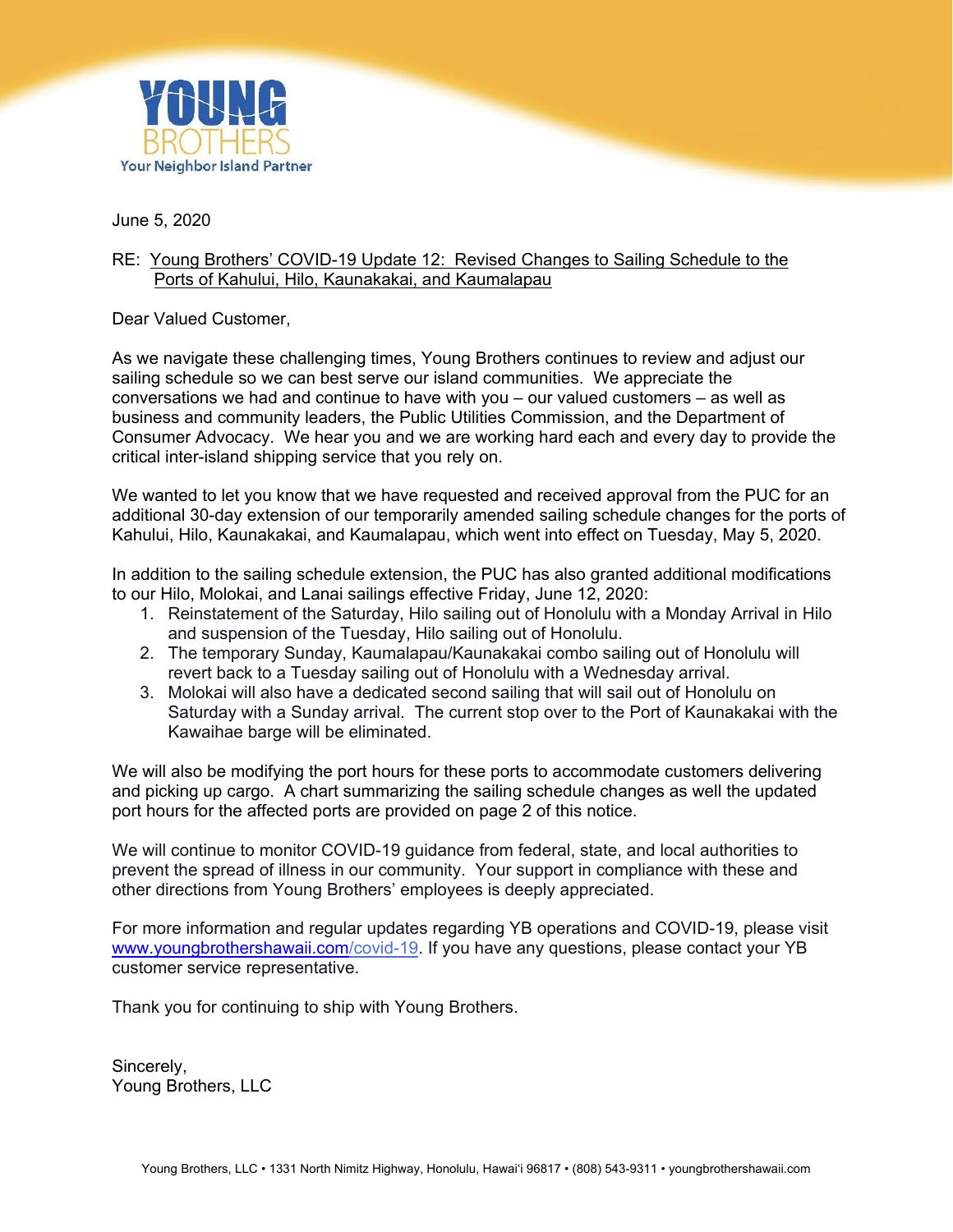YOUNG BROTHERS
Your Neighbor Island Partner

June 5, 2020

RE: Young Brothers' COVID-19 Update 12: Revised Changes to Sailing Schedule to the Ports of Kahului, Hilo, Kaunakakai, and Kaumalapau

Dear Valued Customer,

As we navigate these challenging times, Young Brothers continues to review and adjust our sailing schedule so we can best serve our island communities. We appreciate the conversations we had and continue to have with you – our valued customers – as well as business and community leaders, the Public Utilities Commission, and the Department of Consumer Advocacy. We hear you and we are working hard each and every day to provide the critical inter-island shipping service that you rely on.

We wanted to let you know that we have requested and received approval from the PUC for an additional 30-day extension of our temporarily amended sailing schedule changes for the ports of Kahului, Hilo, Kaunakakai, and Kaumalapau, which went into effect on Tuesday, May 5, 2020.

In addition to the sailing schedule extension, the PUC has also granted additional modifications to our Hilo, Molokai, and Lanai sailings effective Friday, June 12, 2020:

1. Reinstatement of the Saturday, Hilo sailing out of Honolulu with a Monday Arrival in Hilo and suspension of the Tuesday, Hilo sailing out of Honolulu.
2. The temporary Sunday, Kaumalapau/Kaunakakai combo sailing out of Honolulu will revert back to a Tuesday sailing out of Honolulu with a Wednesday arrival.
3. Molokai will also have a dedicated second sailing that will sail out of Honolulu on Saturday with a Sunday arrival. The current stop over to the Port of Kaunakakai with the Kawaihae barge will be eliminated.

We will also be modifying the port hours for these ports to accommodate customers delivering and picking up cargo. A chart summarizing the sailing schedule changes as well the updated port hours for the affected ports are provided on page 2 of this notice.

We will continue to monitor COVID-19 guidance from federal, state, and local authorities to prevent the spread of illness in our community. Your support in compliance with these and other directions from Young Brothers' employees is deeply appreciated.

For more information and regular updates regarding YB operations and COVID-19, please visit www.youngbrothershawaii.com/covid-19. If you have any questions, please contact your YB customer service representative.

Thank you for continuing to ship with Young Brothers.

Sincerely,
Young Brothers, LLC

Young Brothers, LLC • 1331 North Nimitz Highway, Honolulu, Hawai'i 96817 • (808) 543-9311 • youngbrothershawaii.com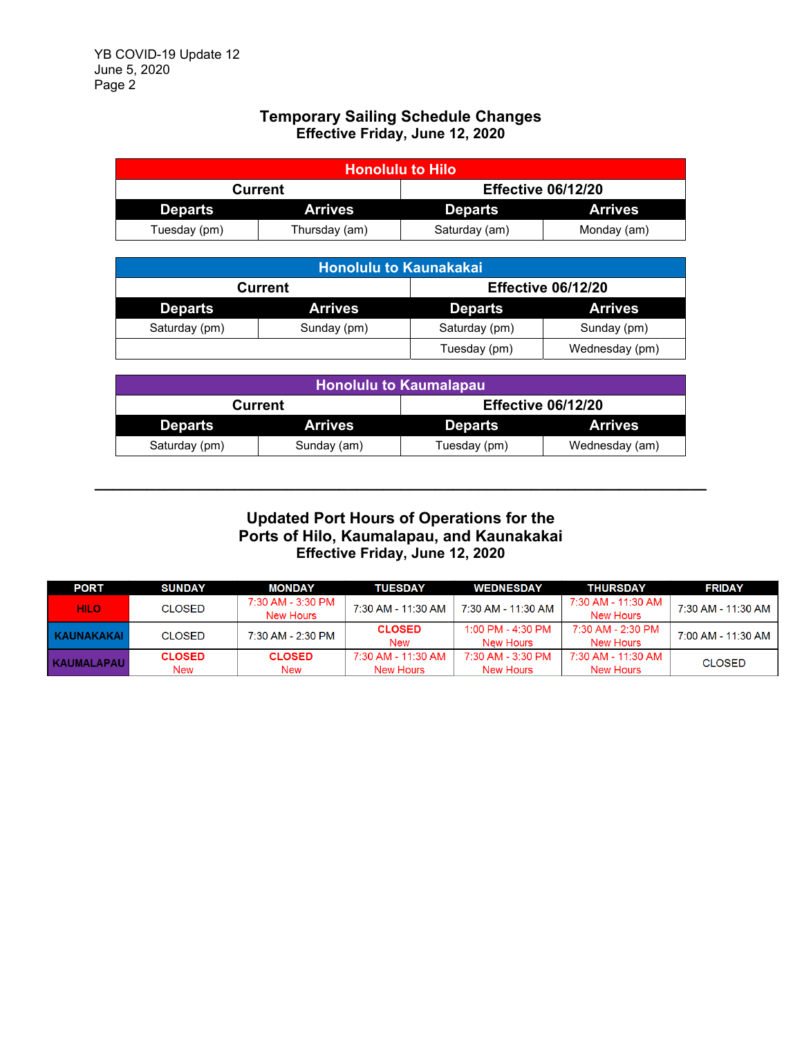## Temporary Sailing Schedule Changes
### Effective Friday, June 12, 2020

| Honolulu to Hilo | | | |
|---|---|---|---|
| Current | | Effective 06/12/20 | |
| Departs | Arrives | Departs | Arrives |
| Tuesday (pm) | Thursday (am) | Saturday (am) | Monday (am) |

| Honolulu to Kaunakakai | | | |
|---|---|---|---|
| Current | | Effective 06/12/20 | |
| Departs | Arrives | Departs | Arrives |
| Saturday (pm) | Sunday (pm) | Saturday (pm) | Sunday (pm) |
| | | Tuesday (pm) | Wednesday (pm) |

| Honolulu to Kaumalapau | | | |
|---|---|---|---|
| Current | | Effective 06/12/20 | |
| Departs | Arrives | Departs | Arrives |
| Saturday (pm) | Sunday (am) | Tuesday (pm) | Wednesday (am) |

---

## Updated Port Hours of Operations for the Ports of Hilo, Kaumalapau, and Kaunakakai
### Effective Friday, June 12, 2020

| PORT | SUNDAY | MONDAY | TUESDAY | WEDNESDAY | THURSDAY | FRIDAY |
|---|---|---|---|---|---|---|
| HILO | CLOSED | 7:30 AM - 3:30 PM New Hours | 7:30 AM - 11:30 AM | 7:30 AM - 11:30 AM | 7:30 AM - 11:30 AM New Hours | 7:30 AM - 11:30 AM |
| KAUNAKAKAI | CLOSED | 7:30 AM - 2:30 PM | **CLOSED** New | 1:00 PM - 4:30 PM New Hours | 7:30 AM - 2:30 PM New Hours | 7:00 AM - 11:30 AM |
| KAUMALAPAU | **CLOSED** New | **CLOSED** New | 7:30 AM - 11:30 AM New Hours | 7:30 AM - 3:30 PM New Hours | 7:30 AM - 11:30 AM New Hours | CLOSED |